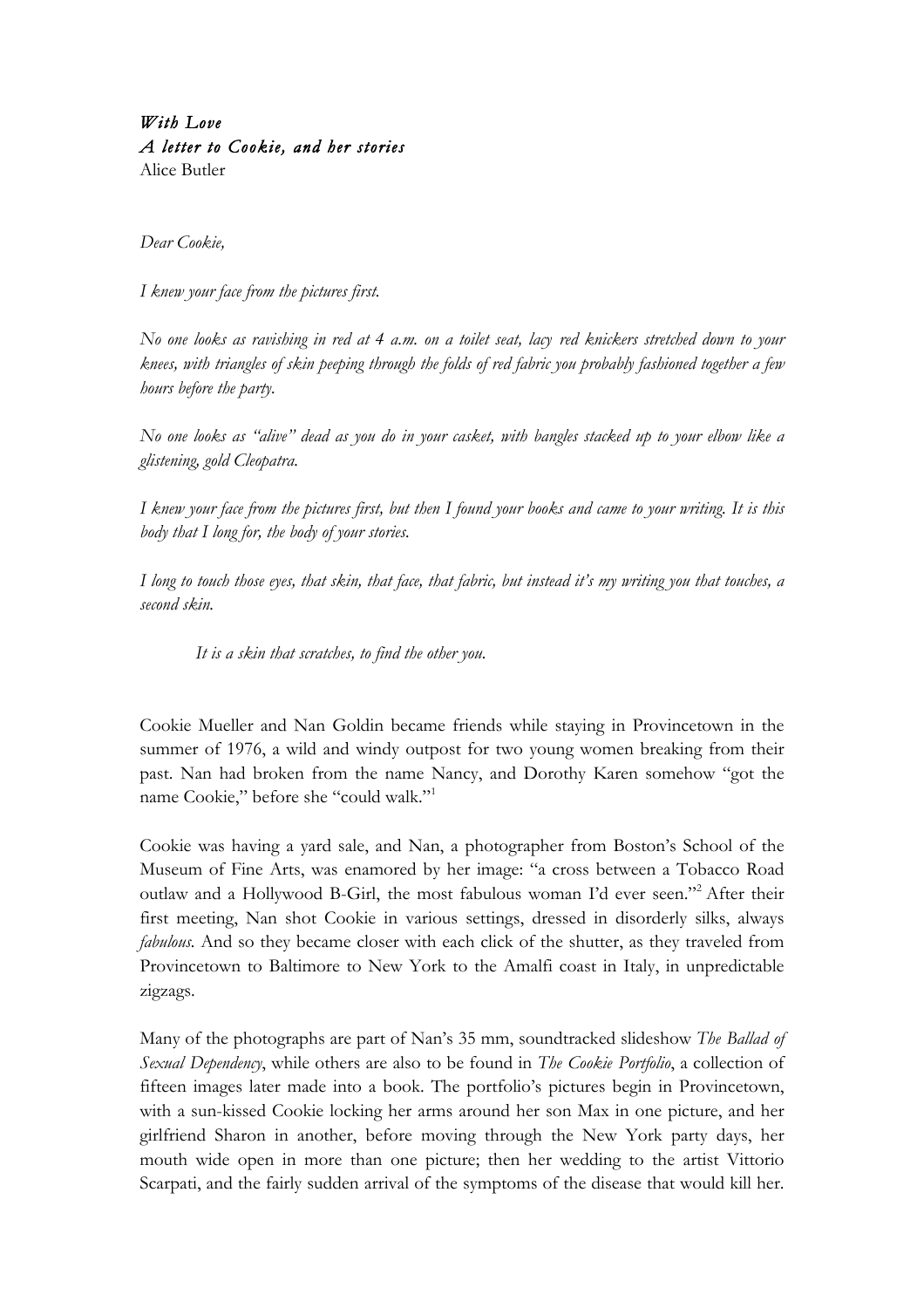*With Love*
*A letter to Cookie, and her stories*
Alice Butler

*Dear Cookie,*

*I knew your face from the pictures first.*

*No one looks as ravishing in red at 4 a.m. on a toilet seat, lacy red knickers stretched down to your knees, with triangles of skin peeping through the folds of red fabric you probably fashioned together a few hours before the party.*

*No one looks as "alive" dead as you do in your casket, with bangles stacked up to your elbow like a glistening, gold Cleopatra.*

*I knew your face from the pictures first, but then I found your books and came to your writing. It is this body that I long for, the body of your stories.*

*I long to touch those eyes, that skin, that face, that fabric, but instead it's my writing you that touches, a second skin.*

> *It is a skin that scratches, to find the other you.*

Cookie Mueller and Nan Goldin became friends while staying in Provincetown in the summer of 1976, a wild and windy outpost for two young women breaking from their past. Nan had broken from the name Nancy, and Dorothy Karen somehow "got the name Cookie," before she "could walk."[1]

Cookie was having a yard sale, and Nan, a photographer from Boston's School of the Museum of Fine Arts, was enamored by her image: "a cross between a Tobacco Road outlaw and a Hollywood B-Girl, the most fabulous woman I'd ever seen."[2] After their first meeting, Nan shot Cookie in various settings, dressed in disorderly silks, always *fabulous*. And so they became closer with each click of the shutter, as they traveled from Provincetown to Baltimore to New York to the Amalfi coast in Italy, in unpredictable zigzags.

Many of the photographs are part of Nan's 35 mm, soundtracked slideshow *The Ballad of Sexual Dependency*, while others are also to be found in *The Cookie Portfolio*, a collection of fifteen images later made into a book. The portfolio's pictures begin in Provincetown, with a sun-kissed Cookie locking her arms around her son Max in one picture, and her girlfriend Sharon in another, before moving through the New York party days, her mouth wide open in more than one picture; then her wedding to the artist Vittorio Scarpati, and the fairly sudden arrival of the symptoms of the disease that would kill her.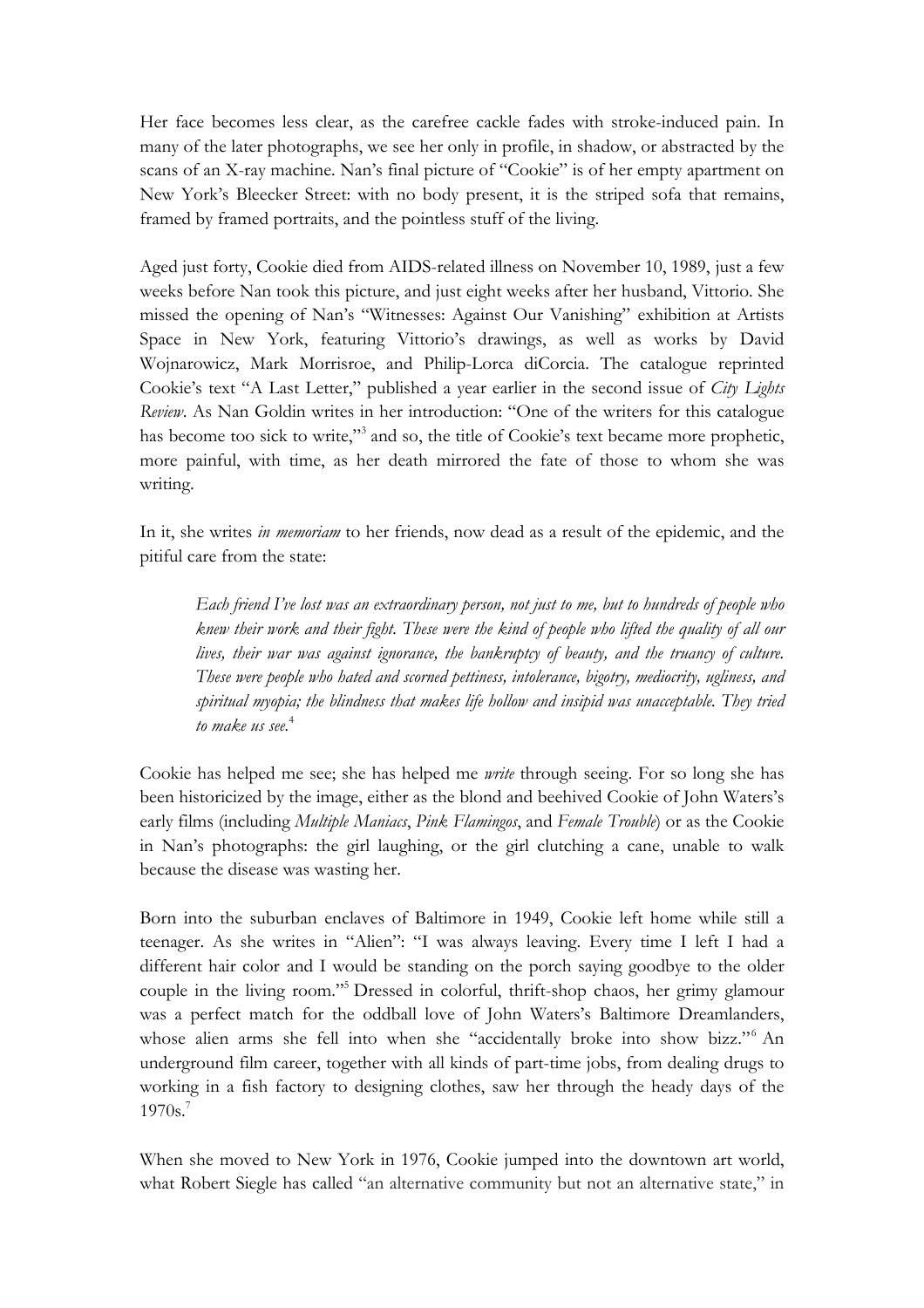Her face becomes less clear, as the carefree cackle fades with stroke-induced pain. In many of the later photographs, we see her only in profile, in shadow, or abstracted by the scans of an X-ray machine. Nan's final picture of "Cookie" is of her empty apartment on New York's Bleecker Street: with no body present, it is the striped sofa that remains, framed by framed portraits, and the pointless stuff of the living.

Aged just forty, Cookie died from AIDS-related illness on November 10, 1989, just a few weeks before Nan took this picture, and just eight weeks after her husband, Vittorio. She missed the opening of Nan's "Witnesses: Against Our Vanishing" exhibition at Artists Space in New York, featuring Vittorio's drawings, as well as works by David Wojnarowicz, Mark Morrisroe, and Philip-Lorca diCorcia. The catalogue reprinted Cookie's text "A Last Letter," published a year earlier in the second issue of *City Lights Review*. As Nan Goldin writes in her introduction: "One of the writers for this catalogue has become too sick to write,"[3] and so, the title of Cookie's text became more prophetic, more painful, with time, as her death mirrored the fate of those to whom she was writing.

In it, she writes *in memoriam* to her friends, now dead as a result of the epidemic, and the pitiful care from the state:

> *Each friend I've lost was an extraordinary person, not just to me, but to hundreds of people who knew their work and their fight. These were the kind of people who lifted the quality of all our lives, their war was against ignorance, the bankruptcy of beauty, and the truancy of culture. These were people who hated and scorned pettiness, intolerance, bigotry, mediocrity, ugliness, and spiritual myopia; the blindness that makes life hollow and insipid was unacceptable. They tried to make us see.*[4]

Cookie has helped me see; she has helped me *write* through seeing. For so long she has been historicized by the image, either as the blond and beehived Cookie of John Waters's early films (including *Multiple Maniacs*, *Pink Flamingos*, and *Female Trouble*) or as the Cookie in Nan's photographs: the girl laughing, or the girl clutching a cane, unable to walk because the disease was wasting her.

Born into the suburban enclaves of Baltimore in 1949, Cookie left home while still a teenager. As she writes in "Alien": "I was always leaving. Every time I left I had a different hair color and I would be standing on the porch saying goodbye to the older couple in the living room."[5] Dressed in colorful, thrift-shop chaos, her grimy glamour was a perfect match for the oddball love of John Waters's Baltimore Dreamlanders, whose alien arms she fell into when she "accidentally broke into show bizz."[6] An underground film career, together with all kinds of part-time jobs, from dealing drugs to working in a fish factory to designing clothes, saw her through the heady days of the 1970s.[7]

When she moved to New York in 1976, Cookie jumped into the downtown art world, what Robert Siegle has called "an alternative community but not an alternative state," in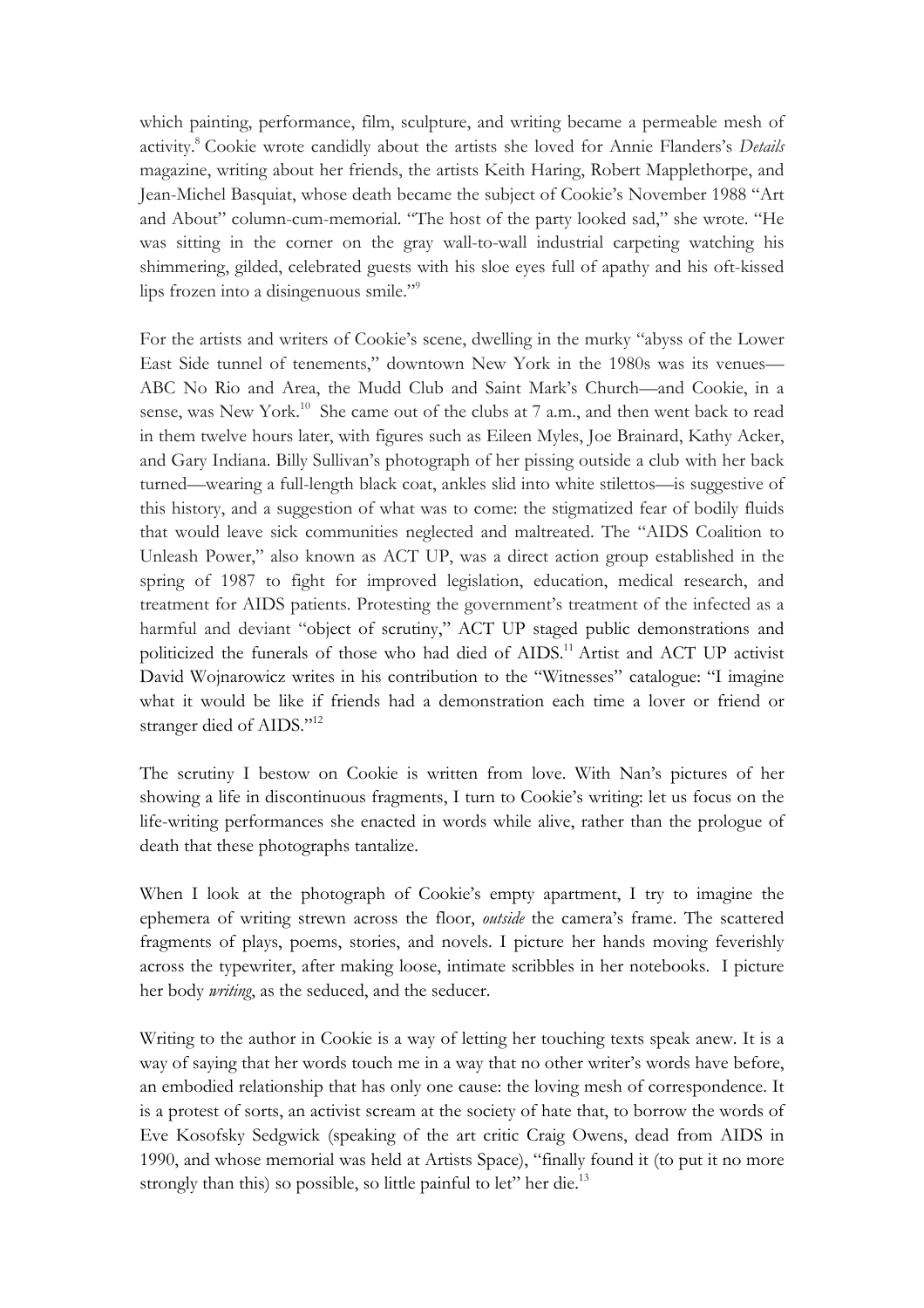which painting, performance, film, sculpture, and writing became a permeable mesh of activity.[8] Cookie wrote candidly about the artists she loved for Annie Flanders's *Details* magazine, writing about her friends, the artists Keith Haring, Robert Mapplethorpe, and Jean-Michel Basquiat, whose death became the subject of Cookie's November 1988 "Art and About" column-cum-memorial. "The host of the party looked sad," she wrote. "He was sitting in the corner on the gray wall-to-wall industrial carpeting watching his shimmering, gilded, celebrated guests with his sloe eyes full of apathy and his oft-kissed lips frozen into a disingenuous smile."[9]

For the artists and writers of Cookie's scene, dwelling in the murky "abyss of the Lower East Side tunnel of tenements," downtown New York in the 1980s was its venues—ABC No Rio and Area, the Mudd Club and Saint Mark's Church—and Cookie, in a sense, was New York.[10] She came out of the clubs at 7 a.m., and then went back to read in them twelve hours later, with figures such as Eileen Myles, Joe Brainard, Kathy Acker, and Gary Indiana. Billy Sullivan's photograph of her pissing outside a club with her back turned—wearing a full-length black coat, ankles slid into white stilettos—is suggestive of this history, and a suggestion of what was to come: the stigmatized fear of bodily fluids that would leave sick communities neglected and maltreated. The "AIDS Coalition to Unleash Power," also known as ACT UP, was a direct action group established in the spring of 1987 to fight for improved legislation, education, medical research, and treatment for AIDS patients. Protesting the government's treatment of the infected as a harmful and deviant "object of scrutiny," ACT UP staged public demonstrations and politicized the funerals of those who had died of AIDS.[11] Artist and ACT UP activist David Wojnarowicz writes in his contribution to the "Witnesses" catalogue: "I imagine what it would be like if friends had a demonstration each time a lover or friend or stranger died of AIDS."[12]

The scrutiny I bestow on Cookie is written from love. With Nan's pictures of her showing a life in discontinuous fragments, I turn to Cookie's writing: let us focus on the life-writing performances she enacted in words while alive, rather than the prologue of death that these photographs tantalize.

When I look at the photograph of Cookie's empty apartment, I try to imagine the ephemera of writing strewn across the floor, *outside* the camera's frame. The scattered fragments of plays, poems, stories, and novels. I picture her hands moving feverishly across the typewriter, after making loose, intimate scribbles in her notebooks. I picture her body *writing*, as the seduced, and the seducer.

Writing to the author in Cookie is a way of letting her touching texts speak anew. It is a way of saying that her words touch me in a way that no other writer's words have before, an embodied relationship that has only one cause: the loving mesh of correspondence. It is a protest of sorts, an activist scream at the society of hate that, to borrow the words of Eve Kosofsky Sedgwick (speaking of the art critic Craig Owens, dead from AIDS in 1990, and whose memorial was held at Artists Space), "finally found it (to put it no more strongly than this) so possible, so little painful to let" her die.[13]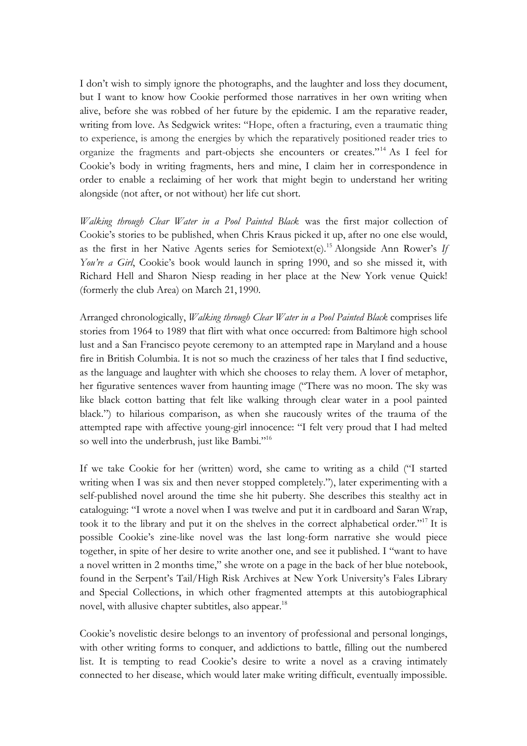I don't wish to simply ignore the photographs, and the laughter and loss they document, but I want to know how Cookie performed those narratives in her own writing when alive, before she was robbed of her future by the epidemic. I am the reparative reader, writing from love. As Sedgwick writes: "Hope, often a fracturing, even a traumatic thing to experience, is among the energies by which the reparatively positioned reader tries to organize the fragments and part-objects she encounters or creates."[14] As I feel for Cookie's body in writing fragments, hers and mine, I claim her in correspondence in order to enable a reclaiming of her work that might begin to understand her writing alongside (not after, or not without) her life cut short.

*Walking through Clear Water in a Pool Painted Black* was the first major collection of Cookie's stories to be published, when Chris Kraus picked it up, after no one else would, as the first in her Native Agents series for Semiotext(e).[15] Alongside Ann Rower's *If You're a Girl*, Cookie's book would launch in spring 1990, and so she missed it, with Richard Hell and Sharon Niesp reading in her place at the New York venue Quick! (formerly the club Area) on March 21, 1990.

Arranged chronologically, *Walking through Clear Water in a Pool Painted Black* comprises life stories from 1964 to 1989 that flirt with what once occurred: from Baltimore high school lust and a San Francisco peyote ceremony to an attempted rape in Maryland and a house fire in British Columbia. It is not so much the craziness of her tales that I find seductive, as the language and laughter with which she chooses to relay them. A lover of metaphor, her figurative sentences waver from haunting image ("There was no moon. The sky was like black cotton batting that felt like walking through clear water in a pool painted black.") to hilarious comparison, as when she raucously writes of the trauma of the attempted rape with affective young-girl innocence: "I felt very proud that I had melted so well into the underbrush, just like Bambi."[16]

If we take Cookie for her (written) word, she came to writing as a child ("I started writing when I was six and then never stopped completely."), later experimenting with a self-published novel around the time she hit puberty. She describes this stealthy act in cataloguing: "I wrote a novel when I was twelve and put it in cardboard and Saran Wrap, took it to the library and put it on the shelves in the correct alphabetical order."[17] It is possible Cookie's zine-like novel was the last long-form narrative she would piece together, in spite of her desire to write another one, and see it published. I "want to have a novel written in 2 months time," she wrote on a page in the back of her blue notebook, found in the Serpent's Tail/High Risk Archives at New York University's Fales Library and Special Collections, in which other fragmented attempts at this autobiographical novel, with allusive chapter subtitles, also appear.[18]

Cookie's novelistic desire belongs to an inventory of professional and personal longings, with other writing forms to conquer, and addictions to battle, filling out the numbered list. It is tempting to read Cookie's desire to write a novel as a craving intimately connected to her disease, which would later make writing difficult, eventually impossible.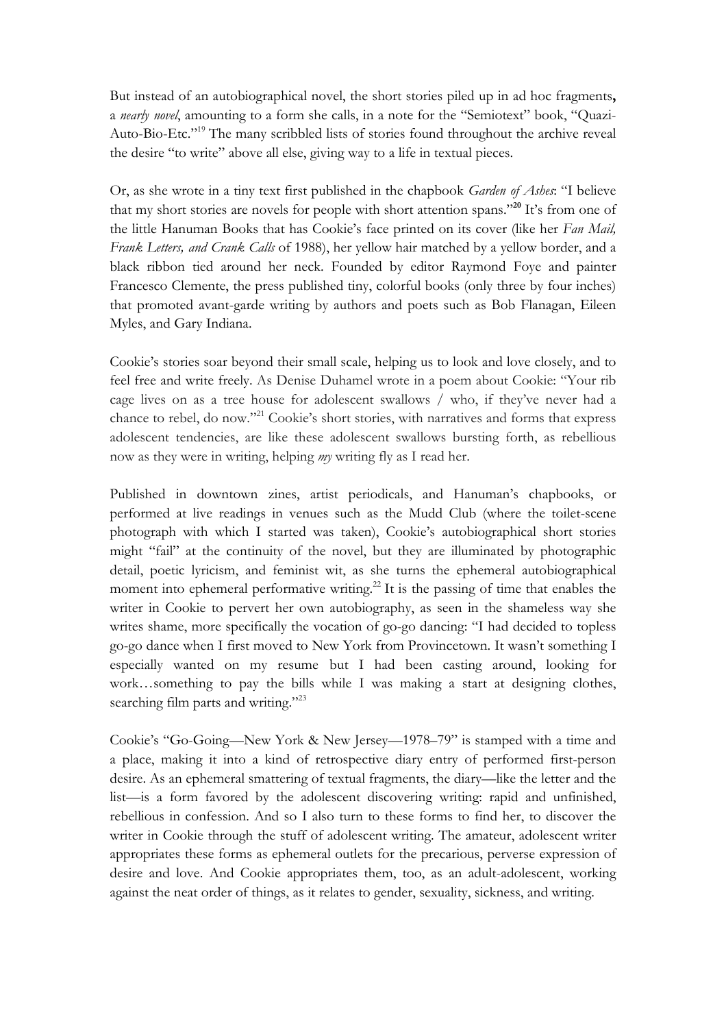But instead of an autobiographical novel, the short stories piled up in ad hoc fragments**,** a *nearly novel*, amounting to a form she calls, in a note for the "Semiotext" book, "Quazi-Auto-Bio-Etc."[19] The many scribbled lists of stories found throughout the archive reveal the desire "to write" above all else, giving way to a life in textual pieces.

Or, as she wrote in a tiny text first published in the chapbook *Garden of Ashes*: "I believe that my short stories are novels for people with short attention spans."[20] It's from one of the little Hanuman Books that has Cookie's face printed on its cover (like her *Fan Mail, Frank Letters, and Crank Calls* of 1988), her yellow hair matched by a yellow border, and a black ribbon tied around her neck. Founded by editor Raymond Foye and painter Francesco Clemente, the press published tiny, colorful books (only three by four inches) that promoted avant-garde writing by authors and poets such as Bob Flanagan, Eileen Myles, and Gary Indiana.

Cookie's stories soar beyond their small scale, helping us to look and love closely, and to feel free and write freely. As Denise Duhamel wrote in a poem about Cookie: "Your rib cage lives on as a tree house for adolescent swallows / who, if they've never had a chance to rebel, do now."[21] Cookie's short stories, with narratives and forms that express adolescent tendencies, are like these adolescent swallows bursting forth, as rebellious now as they were in writing, helping *my* writing fly as I read her.

Published in downtown zines, artist periodicals, and Hanuman's chapbooks, or performed at live readings in venues such as the Mudd Club (where the toilet-scene photograph with which I started was taken), Cookie's autobiographical short stories might "fail" at the continuity of the novel, but they are illuminated by photographic detail, poetic lyricism, and feminist wit, as she turns the ephemeral autobiographical moment into ephemeral performative writing.[22] It is the passing of time that enables the writer in Cookie to pervert her own autobiography, as seen in the shameless way she writes shame, more specifically the vocation of go-go dancing: "I had decided to topless go-go dance when I first moved to New York from Provincetown. It wasn't something I especially wanted on my resume but I had been casting around, looking for work…something to pay the bills while I was making a start at designing clothes, searching film parts and writing."[23]

Cookie's "Go-Going—New York & New Jersey—1978–79" is stamped with a time and a place, making it into a kind of retrospective diary entry of performed first-person desire. As an ephemeral smattering of textual fragments, the diary—like the letter and the list—is a form favored by the adolescent discovering writing: rapid and unfinished, rebellious in confession. And so I also turn to these forms to find her, to discover the writer in Cookie through the stuff of adolescent writing. The amateur, adolescent writer appropriates these forms as ephemeral outlets for the precarious, perverse expression of desire and love. And Cookie appropriates them, too, as an adult-adolescent, working against the neat order of things, as it relates to gender, sexuality, sickness, and writing.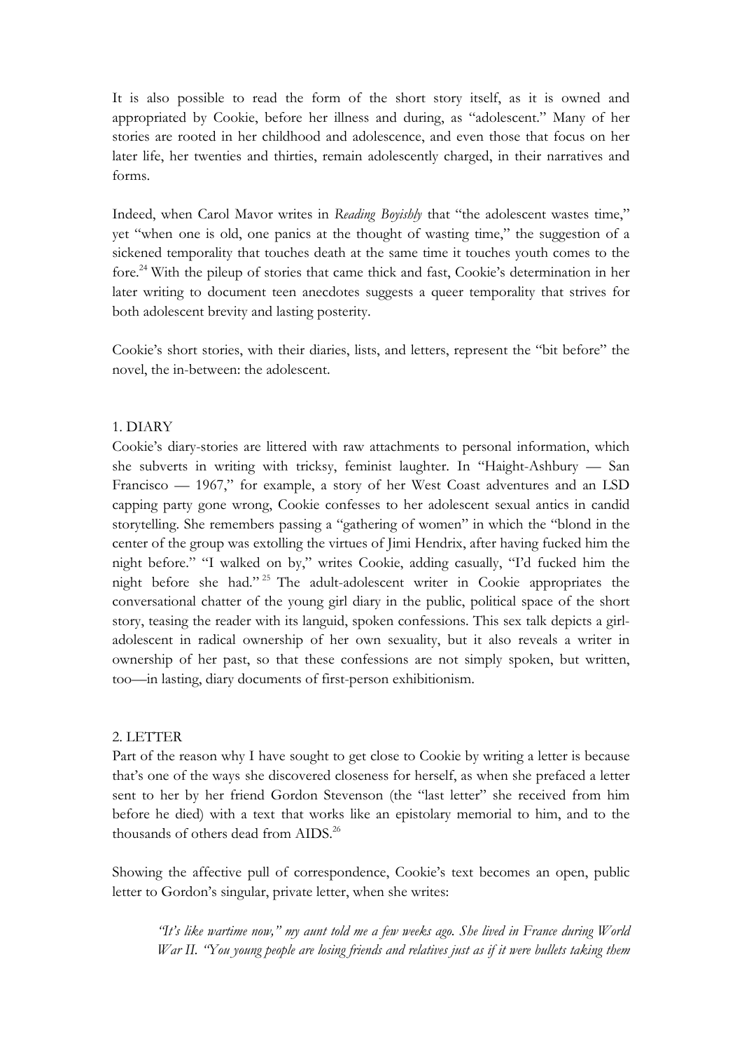It is also possible to read the form of the short story itself, as it is owned and appropriated by Cookie, before her illness and during, as "adolescent." Many of her stories are rooted in her childhood and adolescence, and even those that focus on her later life, her twenties and thirties, remain adolescently charged, in their narratives and forms.

Indeed, when Carol Mavor writes in *Reading Boyishly* that "the adolescent wastes time," yet "when one is old, one panics at the thought of wasting time," the suggestion of a sickened temporality that touches death at the same time it touches youth comes to the fore.[24] With the pileup of stories that came thick and fast, Cookie's determination in her later writing to document teen anecdotes suggests a queer temporality that strives for both adolescent brevity and lasting posterity.

Cookie's short stories, with their diaries, lists, and letters, represent the "bit before" the novel, the in-between: the adolescent.

## 1. DIARY

Cookie's diary-stories are littered with raw attachments to personal information, which she subverts in writing with tricksy, feminist laughter. In "Haight-Ashbury — San Francisco — 1967," for example, a story of her West Coast adventures and an LSD capping party gone wrong, Cookie confesses to her adolescent sexual antics in candid storytelling. She remembers passing a "gathering of women" in which the "blond in the center of the group was extolling the virtues of Jimi Hendrix, after having fucked him the night before." "I walked on by," writes Cookie, adding casually, "I'd fucked him the night before she had."[25] The adult-adolescent writer in Cookie appropriates the conversational chatter of the young girl diary in the public, political space of the short story, teasing the reader with its languid, spoken confessions. This sex talk depicts a girl-adolescent in radical ownership of her own sexuality, but it also reveals a writer in ownership of her past, so that these confessions are not simply spoken, but written, too—in lasting, diary documents of first-person exhibitionism.

## 2. LETTER

Part of the reason why I have sought to get close to Cookie by writing a letter is because that's one of the ways she discovered closeness for herself, as when she prefaced a letter sent to her by her friend Gordon Stevenson (the "last letter" she received from him before he died) with a text that works like an epistolary memorial to him, and to the thousands of others dead from AIDS.[26]

Showing the affective pull of correspondence, Cookie's text becomes an open, public letter to Gordon's singular, private letter, when she writes:

> *"It's like wartime now," my aunt told me a few weeks ago. She lived in France during World War II. "You young people are losing friends and relatives just as if it were bullets taking them*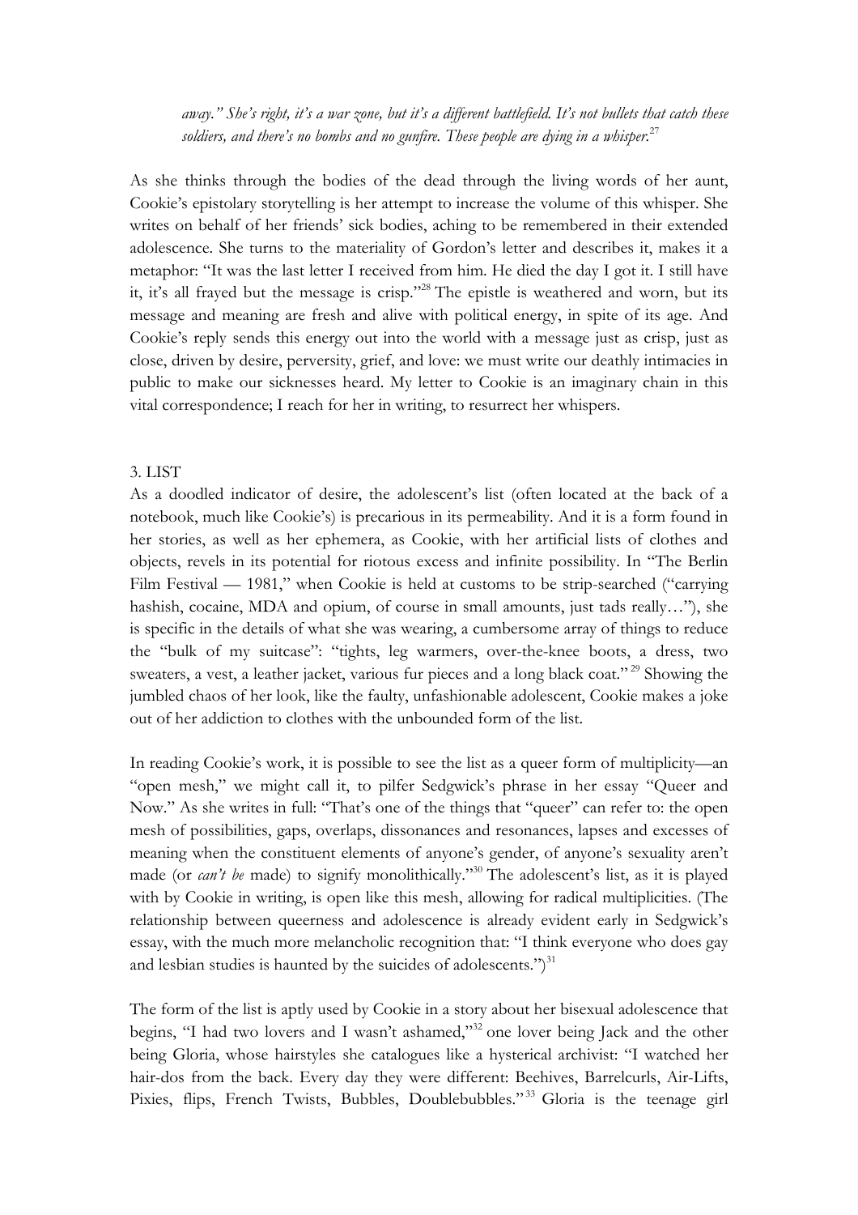*away." She's right, it's a war zone, but it's a different battlefield. It's not bullets that catch these soldiers, and there's no bombs and no gunfire. These people are dying in a whisper.*[27]

As she thinks through the bodies of the dead through the living words of her aunt, Cookie's epistolary storytelling is her attempt to increase the volume of this whisper. She writes on behalf of her friends' sick bodies, aching to be remembered in their extended adolescence. She turns to the materiality of Gordon's letter and describes it, makes it a metaphor: "It was the last letter I received from him. He died the day I got it. I still have it, it's all frayed but the message is crisp."[28] The epistle is weathered and worn, but its message and meaning are fresh and alive with political energy, in spite of its age. And Cookie's reply sends this energy out into the world with a message just as crisp, just as close, driven by desire, perversity, grief, and love: we must write our deathly intimacies in public to make our sicknesses heard. My letter to Cookie is an imaginary chain in this vital correspondence; I reach for her in writing, to resurrect her whispers.

## 3. LIST

As a doodled indicator of desire, the adolescent's list (often located at the back of a notebook, much like Cookie's) is precarious in its permeability. And it is a form found in her stories, as well as her ephemera, as Cookie, with her artificial lists of clothes and objects, revels in its potential for riotous excess and infinite possibility. In "The Berlin Film Festival — 1981," when Cookie is held at customs to be strip-searched ("carrying hashish, cocaine, MDA and opium, of course in small amounts, just tads really…"), she is specific in the details of what she was wearing, a cumbersome array of things to reduce the "bulk of my suitcase": "tights, leg warmers, over-the-knee boots, a dress, two sweaters, a vest, a leather jacket, various fur pieces and a long black coat."[29] Showing the jumbled chaos of her look, like the faulty, unfashionable adolescent, Cookie makes a joke out of her addiction to clothes with the unbounded form of the list.

In reading Cookie's work, it is possible to see the list as a queer form of multiplicity—an "open mesh," we might call it, to pilfer Sedgwick's phrase in her essay "Queer and Now." As she writes in full: "That's one of the things that "queer" can refer to: the open mesh of possibilities, gaps, overlaps, dissonances and resonances, lapses and excesses of meaning when the constituent elements of anyone's gender, of anyone's sexuality aren't made (or *can't be* made) to signify monolithically."[30] The adolescent's list, as it is played with by Cookie in writing, is open like this mesh, allowing for radical multiplicities. (The relationship between queerness and adolescence is already evident early in Sedgwick's essay, with the much more melancholic recognition that: "I think everyone who does gay and lesbian studies is haunted by the suicides of adolescents.")[31]

The form of the list is aptly used by Cookie in a story about her bisexual adolescence that begins, "I had two lovers and I wasn't ashamed,"[32] one lover being Jack and the other being Gloria, whose hairstyles she catalogues like a hysterical archivist: "I watched her hair-dos from the back. Every day they were different: Beehives, Barrelcurls, Air-Lifts, Pixies, flips, French Twists, Bubbles, Doublebubbles."[33] Gloria is the teenage girl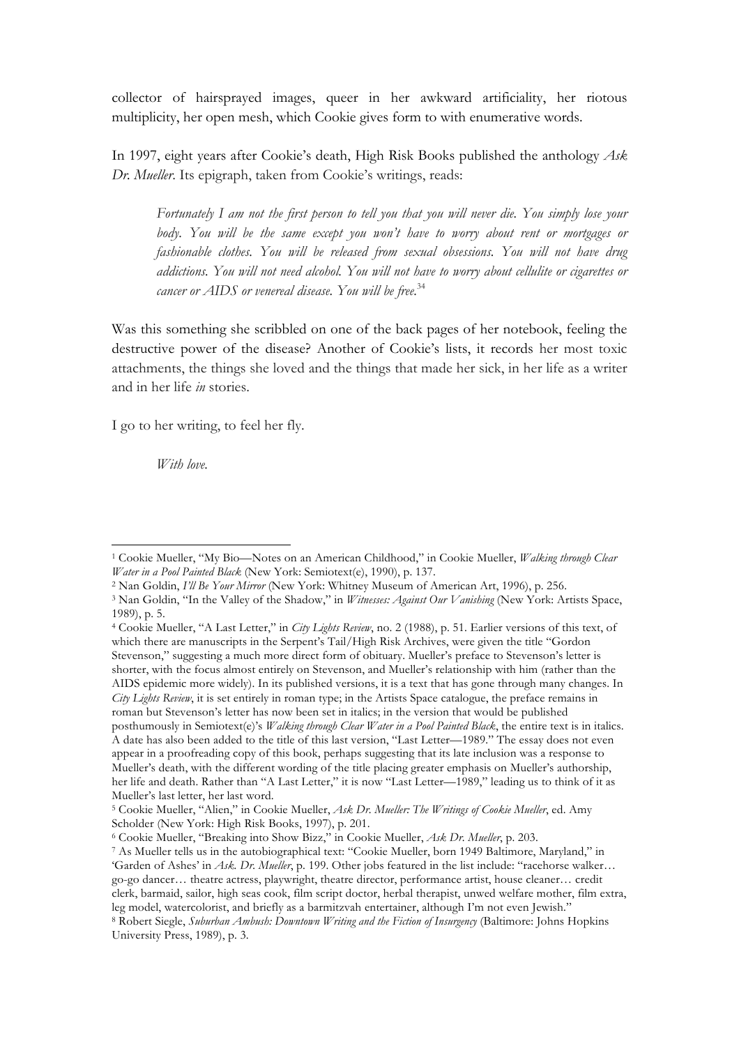collector of hairsprayed images, queer in her awkward artificiality, her riotous multiplicity, her open mesh, which Cookie gives form to with enumerative words.

In 1997, eight years after Cookie's death, High Risk Books published the anthology *Ask Dr. Mueller*. Its epigraph, taken from Cookie's writings, reads:

> *Fortunately I am not the first person to tell you that you will never die. You simply lose your body. You will be the same except you won't have to worry about rent or mortgages or fashionable clothes. You will be released from sexual obsessions. You will not have drug addictions. You will not need alcohol. You will not have to worry about cellulite or cigarettes or cancer or AIDS or venereal disease. You will be free.*[34]

Was this something she scribbled on one of the back pages of her notebook, feeling the destructive power of the disease? Another of Cookie's lists, it records her most toxic attachments, the things she loved and the things that made her sick, in her life as a writer and in her life *in* stories.

I go to her writing, to feel her fly.

> *With love.*

---

[1] Cookie Mueller, "My Bio—Notes on an American Childhood," in Cookie Mueller, *Walking through Clear Water in a Pool Painted Black* (New York: Semiotext(e), 1990), p. 137.

[2] Nan Goldin, *I'll Be Your Mirror* (New York: Whitney Museum of American Art, 1996), p. 256.

[3] Nan Goldin, "In the Valley of the Shadow," in *Witnesses: Against Our Vanishing* (New York: Artists Space, 1989), p. 5.

[4] Cookie Mueller, "A Last Letter," in *City Lights Review*, no. 2 (1988), p. 51. Earlier versions of this text, of which there are manuscripts in the Serpent's Tail/High Risk Archives, were given the title "Gordon Stevenson," suggesting a much more direct form of obituary. Mueller's preface to Stevenson's letter is shorter, with the focus almost entirely on Stevenson, and Mueller's relationship with him (rather than the AIDS epidemic more widely). In its published versions, it is a text that has gone through many changes. In *City Lights Review*, it is set entirely in roman type; in the Artists Space catalogue, the preface remains in roman but Stevenson's letter has now been set in italics; in the version that would be published posthumously in Semiotext(e)'s *Walking through Clear Water in a Pool Painted Black*, the entire text is in italics. A date has also been added to the title of this last version, "Last Letter—1989." The essay does not even appear in a proofreading copy of this book, perhaps suggesting that its late inclusion was a response to Mueller's death, with the different wording of the title placing greater emphasis on Mueller's authorship, her life and death. Rather than "A Last Letter," it is now "Last Letter—1989," leading us to think of it as Mueller's last letter, her last word.

[5] Cookie Mueller, "Alien," in Cookie Mueller, *Ask Dr. Mueller: The Writings of Cookie Mueller*, ed. Amy Scholder (New York: High Risk Books, 1997), p. 201.

[6] Cookie Mueller, "Breaking into Show Bizz," in Cookie Mueller, *Ask Dr. Mueller*, p. 203.

[7] As Mueller tells us in the autobiographical text: "Cookie Mueller, born 1949 Baltimore, Maryland," in 'Garden of Ashes' in *Ask. Dr. Mueller*, p. 199. Other jobs featured in the list include: "racehorse walker… go-go dancer… theatre actress, playwright, theatre director, performance artist, house cleaner… credit clerk, barmaid, sailor, high seas cook, film script doctor, herbal therapist, unwed welfare mother, film extra, leg model, watercolorist, and briefly as a barmitzvah entertainer, although I'm not even Jewish."

[8] Robert Siegle, *Suburban Ambush: Downtown Writing and the Fiction of Insurgency* (Baltimore: Johns Hopkins University Press, 1989), p. 3.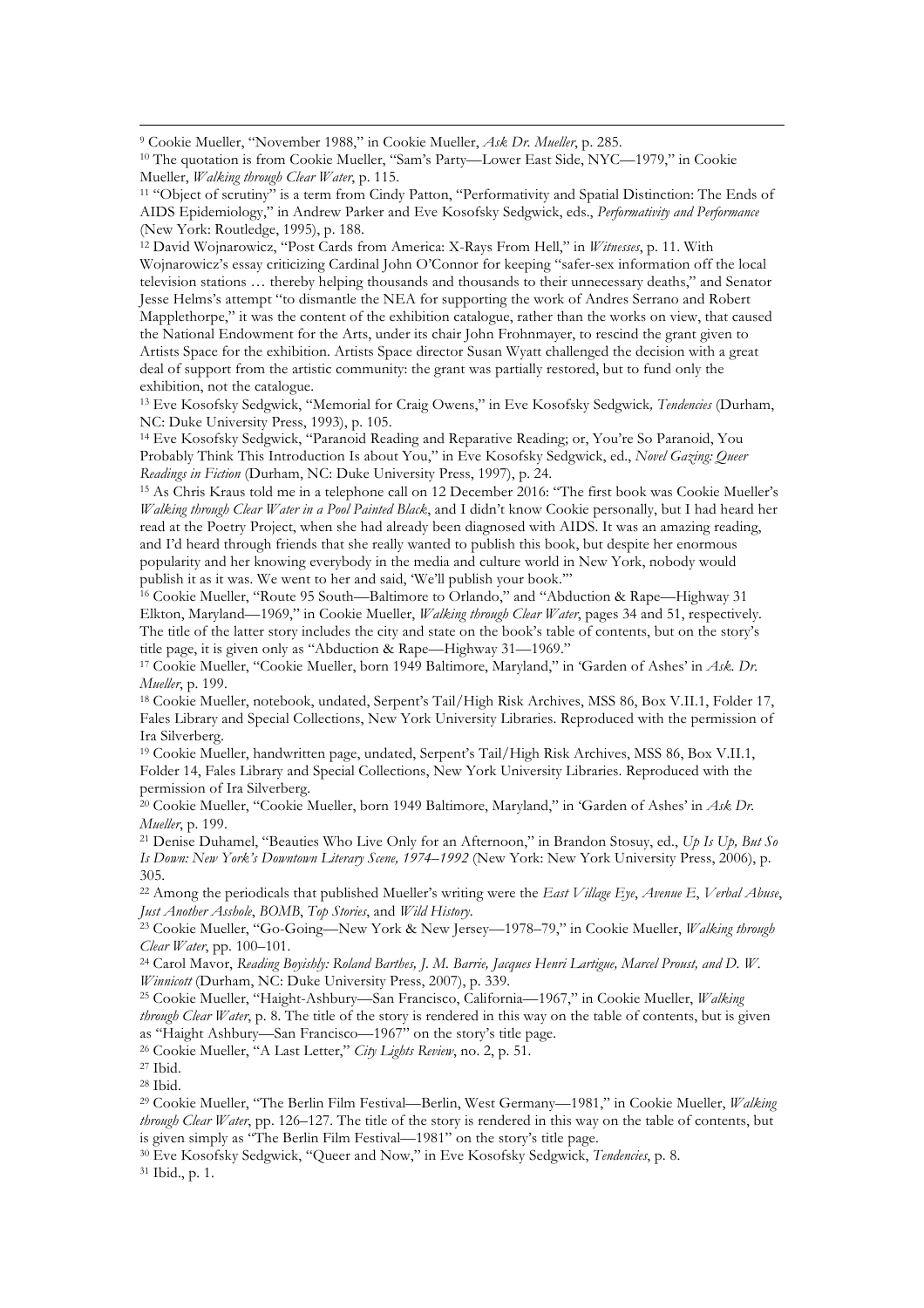[9] Cookie Mueller, "November 1988," in Cookie Mueller, *Ask Dr. Mueller*, p. 285.

[10] The quotation is from Cookie Mueller, "Sam's Party—Lower East Side, NYC—1979," in Cookie Mueller, *Walking through Clear Water*, p. 115.

[11] "Object of scrutiny" is a term from Cindy Patton, "Performativity and Spatial Distinction: The Ends of AIDS Epidemiology," in Andrew Parker and Eve Kosofsky Sedgwick, eds., *Performativity and Performance* (New York: Routledge, 1995), p. 188.

[12] David Wojnarowicz, "Post Cards from America: X-Rays From Hell," in *Witnesses*, p. 11. With Wojnarowicz's essay criticizing Cardinal John O'Connor for keeping "safer-sex information off the local television stations … thereby helping thousands and thousands to their unnecessary deaths," and Senator Jesse Helms's attempt "to dismantle the NEA for supporting the work of Andres Serrano and Robert Mapplethorpe," it was the content of the exhibition catalogue, rather than the works on view, that caused the National Endowment for the Arts, under its chair John Frohnmayer, to rescind the grant given to Artists Space for the exhibition. Artists Space director Susan Wyatt challenged the decision with a great deal of support from the artistic community: the grant was partially restored, but to fund only the exhibition, not the catalogue.

[13] Eve Kosofsky Sedgwick, "Memorial for Craig Owens," in Eve Kosofsky Sedgwick*, Tendencies* (Durham, NC: Duke University Press, 1993), p. 105.

[14] Eve Kosofsky Sedgwick, "Paranoid Reading and Reparative Reading; or, You're So Paranoid, You Probably Think This Introduction Is about You," in Eve Kosofsky Sedgwick, ed., *Novel Gazing: Queer Readings in Fiction* (Durham, NC: Duke University Press, 1997), p. 24.

[15] As Chris Kraus told me in a telephone call on 12 December 2016: "The first book was Cookie Mueller's *Walking through Clear Water in a Pool Painted Black*, and I didn't know Cookie personally, but I had heard her read at the Poetry Project, when she had already been diagnosed with AIDS. It was an amazing reading, and I'd heard through friends that she really wanted to publish this book, but despite her enormous popularity and her knowing everybody in the media and culture world in New York, nobody would publish it as it was. We went to her and said, 'We'll publish your book.'"

[16] Cookie Mueller, "Route 95 South—Baltimore to Orlando," and "Abduction & Rape—Highway 31 Elkton, Maryland—1969," in Cookie Mueller, *Walking through Clear Water*, pages 34 and 51, respectively. The title of the latter story includes the city and state on the book's table of contents, but on the story's title page, it is given only as "Abduction & Rape—Highway 31—1969."

[17] Cookie Mueller, "Cookie Mueller, born 1949 Baltimore, Maryland," in 'Garden of Ashes' in *Ask. Dr. Mueller*, p. 199.

[18] Cookie Mueller, notebook, undated, Serpent's Tail/High Risk Archives, MSS 86, Box V.II.1, Folder 17, Fales Library and Special Collections, New York University Libraries. Reproduced with the permission of Ira Silverberg.

[19] Cookie Mueller, handwritten page, undated, Serpent's Tail/High Risk Archives, MSS 86, Box V.II.1, Folder 14, Fales Library and Special Collections, New York University Libraries. Reproduced with the permission of Ira Silverberg.

[20] Cookie Mueller, "Cookie Mueller, born 1949 Baltimore, Maryland," in 'Garden of Ashes' in *Ask Dr. Mueller*, p. 199.

[21] Denise Duhamel, "Beauties Who Live Only for an Afternoon," in Brandon Stosuy, ed., *Up Is Up, But So Is Down: New York's Downtown Literary Scene, 1974–1992* (New York: New York University Press, 2006), p. 305.

[22] Among the periodicals that published Mueller's writing were the *East Village Eye*, *Avenue E*, *Verbal Abuse*, *Just Another Asshole*, *BOMB*, *Top Stories*, and *Wild History*.

[23] Cookie Mueller, "Go-Going—New York & New Jersey—1978–79," in Cookie Mueller, *Walking through Clear Water*, pp. 100–101.

[24] Carol Mavor, *Reading Boyishly: Roland Barthes, J. M. Barrie, Jacques Henri Lartigue, Marcel Proust, and D. W. Winnicott* (Durham, NC: Duke University Press, 2007), p. 339.

[25] Cookie Mueller, "Haight-Ashbury—San Francisco, California—1967," in Cookie Mueller, *Walking through Clear Water*, p. 8. The title of the story is rendered in this way on the table of contents, but is given as "Haight Ashbury—San Francisco—1967" on the story's title page.

[26] Cookie Mueller, "A Last Letter," *City Lights Review*, no. 2, p. 51.

[27] Ibid.

[28] Ibid.

[29] Cookie Mueller, "The Berlin Film Festival—Berlin, West Germany—1981," in Cookie Mueller, *Walking through Clear Water*, pp. 126–127. The title of the story is rendered in this way on the table of contents, but is given simply as "The Berlin Film Festival—1981" on the story's title page.

[30] Eve Kosofsky Sedgwick, "Queer and Now," in Eve Kosofsky Sedgwick, *Tendencies*, p. 8.

[31] Ibid., p. 1.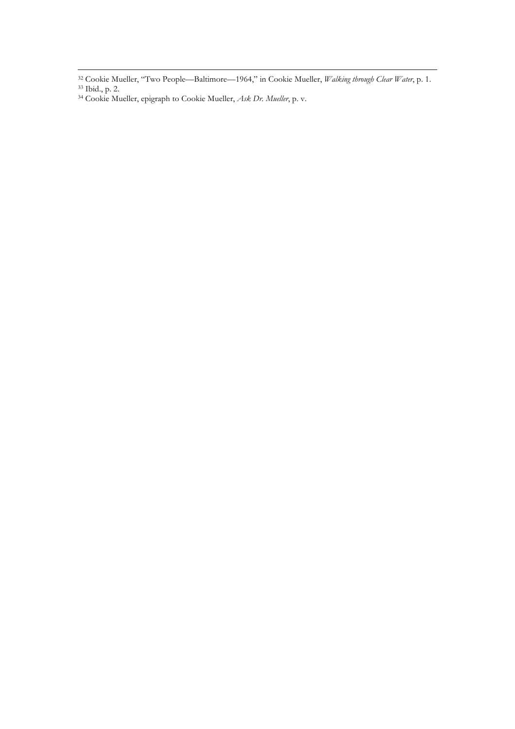[32] Cookie Mueller, "Two People—Baltimore—1964," in Cookie Mueller, *Walking through Clear Water*, p. 1.

[33] Ibid., p. 2.

[34] Cookie Mueller, epigraph to Cookie Mueller, *Ask Dr. Mueller*, p. v.